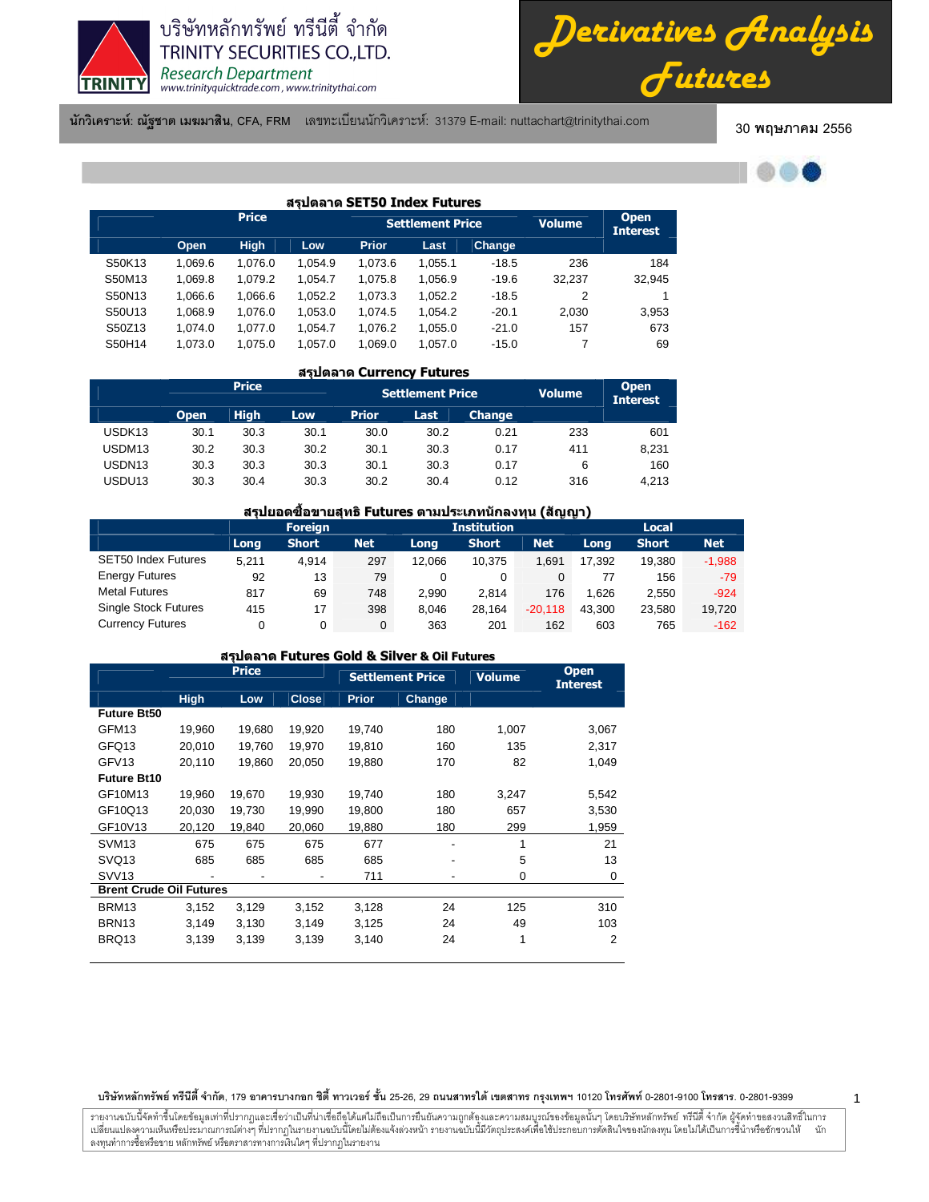บริษัทหลักทรัพย์ ทรีนีตี้ จำกัด
TRINITY SECURITIES CO.,LTD.
*Research Department*
www.trinityquicktrade.com , www.trinitythai.com

# Derivatives Analysis Futures

**นักวิเคราะห์: ณัฐชาต เมฆมาสิน**, CFA, FRM เลขทะเบียนนักวิเคราะห์: 31379 E-mail: nuttachart@trinitythai.com

30 พฤษภาคม 2556

## สรุปตลาด SET50 Index Futures

| | Price | | | Settlement Price | | | Volume | Open Interest |
|---|---|---|---|---|---|---|---|---|
| | Open | High | Low | Prior | Last | Change | | |
| S50K13 | 1,069.6 | 1,076.0 | 1,054.9 | 1,073.6 | 1,055.1 | -18.5 | 236 | 184 |
| S50M13 | 1,069.8 | 1,079.2 | 1,054.7 | 1,075.8 | 1,056.9 | -19.6 | 32,237 | 32,945 |
| S50N13 | 1,066.6 | 1,066.6 | 1,052.2 | 1,073.3 | 1,052.2 | -18.5 | 2 | 1 |
| S50U13 | 1,068.9 | 1,076.0 | 1,053.0 | 1,074.5 | 1,054.2 | -20.1 | 2,030 | 3,953 |
| S50Z13 | 1,074.0 | 1,077.0 | 1,054.7 | 1,076.2 | 1,055.0 | -21.0 | 157 | 673 |
| S50H14 | 1,073.0 | 1,075.0 | 1,057.0 | 1,069.0 | 1,057.0 | -15.0 | 7 | 69 |

## สรุปตลาด Currency Futures

| | Price | | | Settlement Price | | | Volume | Open Interest |
|---|---|---|---|---|---|---|---|---|
| | Open | High | Low | Prior | Last | Change | | |
| USDK13 | 30.1 | 30.3 | 30.1 | 30.0 | 30.2 | 0.21 | 233 | 601 |
| USDM13 | 30.2 | 30.3 | 30.2 | 30.1 | 30.3 | 0.17 | 411 | 8,231 |
| USDN13 | 30.3 | 30.3 | 30.3 | 30.1 | 30.3 | 0.17 | 6 | 160 |
| USDU13 | 30.3 | 30.4 | 30.3 | 30.2 | 30.4 | 0.12 | 316 | 4,213 |

## สรุปยอดซื้อขายสุทธิ Futures ตามประเภทนักลงทุน (สัญญา)

| | Foreign | | | Institution | | | Local | | |
|---|---|---|---|---|---|---|---|---|---|
| | Long | Short | Net | Long | Short | Net | Long | Short | Net |
| SET50 Index Futures | 5,211 | 4,914 | 297 | 12,066 | 10,375 | 1,691 | 17,392 | 19,380 | -1,988 |
| Energy Futures | 92 | 13 | 79 | 0 | 0 | 0 | 77 | 156 | -79 |
| Metal Futures | 817 | 69 | 748 | 2,990 | 2,814 | 176 | 1,626 | 2,550 | -924 |
| Single Stock Futures | 415 | 17 | 398 | 8,046 | 28,164 | -20,118 | 43,300 | 23,580 | 19,720 |
| Currency Futures | 0 | 0 | 0 | 363 | 201 | 162 | 603 | 765 | -162 |

## สรุปตลาด Futures Gold & Silver & Oil Futures

| | Price | | | Settlement Price | | Volume | Open Interest |
|---|---|---|---|---|---|---|---|
| | High | Low | Close | Prior | Change | | |
| **Future Bt50** | | | | | | | |
| GFM13 | 19,960 | 19,680 | 19,920 | 19,740 | 180 | 1,007 | 3,067 |
| GFQ13 | 20,010 | 19,760 | 19,970 | 19,810 | 160 | 135 | 2,317 |
| GFV13 | 20,110 | 19,860 | 20,050 | 19,880 | 170 | 82 | 1,049 |
| **Future Bt10** | | | | | | | |
| GF10M13 | 19,960 | 19,670 | 19,930 | 19,740 | 180 | 3,247 | 5,542 |
| GF10Q13 | 20,030 | 19,730 | 19,990 | 19,800 | 180 | 657 | 3,530 |
| GF10V13 | 20,120 | 19,840 | 20,060 | 19,880 | 180 | 299 | 1,959 |
| SVM13 | 675 | 675 | 675 | 677 | - | 1 | 21 |
| SVQ13 | 685 | 685 | 685 | 685 | - | 5 | 13 |
| SVV13 | - | - | - | 711 | - | 0 | 0 |
| **Brent Crude Oil Futures** | | | | | | | |
| BRM13 | 3,152 | 3,129 | 3,152 | 3,128 | 24 | 125 | 310 |
| BRN13 | 3,149 | 3,130 | 3,149 | 3,125 | 24 | 49 | 103 |
| BRQ13 | 3,139 | 3,139 | 3,139 | 3,140 | 24 | 1 | 2 |

**บริษัทหลักทรัพย์ ทรีนีตี้ จำกัด**, 179 **อาคารบางกอก ซิตี้ ทาวเวอร์ ชั้น** 25-26, 29 **ถนนสาทรใต้ เขตสาทร กรุงเทพฯ** 10120 **โทรศัพท์** 0-2801-9100 **โทรสาร.** 0-2801-9399

รายงานฉบับนี้จัดทำขึ้นโดยข้อมูลเท่าที่ปรากฏและเชื่อว่าเป็นที่น่าเชื่อถือได้แต่ไม่ถือเป็นการยืนยันความถูกต้องและความสมบูรณ์ของข้อมูลนั้นๆ โดยบริษัทหลักทรัพย์ ทรีนีตี้ จำกัด ผู้จัดทำขอสงวนสิทธิ์ในการเปลี่ยนแปลงความเห็นหรือประมาณการณ์ต่างๆ ที่ปรากฏในรายงานฉบับนี้โดยไม่ต้องแจ้งล่วงหน้า รายงานฉบับนี้มีวัตถุประสงค์เพื่อใช้ประกอบการตัดสินใจของนักลงทุน โดยไม่ได้เป็นการชี้นำหรือชักชวนให้นักลงทุนทำการซื้อหรือขาย หลักทรัพย์ หรือตราสารทางการเงินใดๆ ที่ปรากฏในรายงาน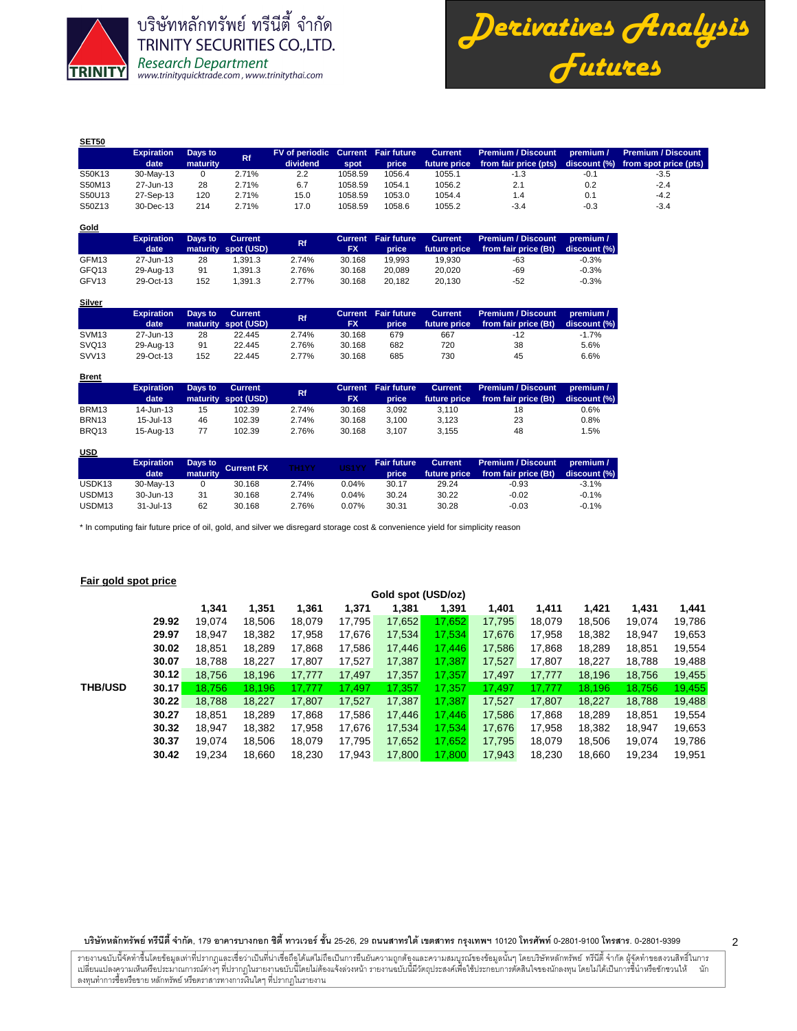บริษัทหลักทรัพย์ ทรีนีตี้ จำกัด
TRINITY SECURITIES CO.,LTD.
*Research Department*
www.trinityquicktrade.com , www.trinitythai.com

# Derivatives Analysis Futures

**SET50**

| | Expiration date | Days to maturity | Rf | FV of periodic dividend | Current spot | Fair future price | Current future price | Premium / Discount from fair price (pts) | premium / discount (%) | Premium / Discount from spot price (pts) |
|---|---|---|---|---|---|---|---|---|---|---|
| S50K13 | 30-May-13 | 0 | 2.71% | 2.2 | 1058.59 | 1056.4 | 1055.1 | -1.3 | -0.1 | -3.5 |
| S50M13 | 27-Jun-13 | 28 | 2.71% | 6.7 | 1058.59 | 1054.1 | 1056.2 | 2.1 | 0.2 | -2.4 |
| S50U13 | 27-Sep-13 | 120 | 2.71% | 15.0 | 1058.59 | 1053.0 | 1054.4 | 1.4 | 0.1 | -4.2 |
| S50Z13 | 30-Dec-13 | 214 | 2.71% | 17.0 | 1058.59 | 1058.6 | 1055.2 | -3.4 | -0.3 | -3.4 |

**Gold**

| | Expiration date | Days to maturity | Current spot (USD) | Rf | Current FX | Fair future price | Current future price | Premium / Discount from fair price (Bt) | premium / discount (%) |
|---|---|---|---|---|---|---|---|---|---|
| GFM13 | 27-Jun-13 | 28 | 1,391.3 | 2.74% | 30.168 | 19,993 | 19,930 | -63 | -0.3% |
| GFQ13 | 29-Aug-13 | 91 | 1,391.3 | 2.76% | 30.168 | 20,089 | 20,020 | -69 | -0.3% |
| GFV13 | 29-Oct-13 | 152 | 1,391.3 | 2.77% | 30.168 | 20,182 | 20,130 | -52 | -0.3% |

**Silver**

| | Expiration date | Days to maturity | Current spot (USD) | Rf | Current FX | Fair future price | Current future price | Premium / Discount from fair price (Bt) | premium / discount (%) |
|---|---|---|---|---|---|---|---|---|---|
| SVM13 | 27-Jun-13 | 28 | 22.445 | 2.74% | 30.168 | 679 | 667 | -12 | -1.7% |
| SVQ13 | 29-Aug-13 | 91 | 22.445 | 2.76% | 30.168 | 682 | 720 | 38 | 5.6% |
| SVV13 | 29-Oct-13 | 152 | 22.445 | 2.77% | 30.168 | 685 | 730 | 45 | 6.6% |

**Brent**

| | Expiration date | Days to maturity | Current spot (USD) | Rf | Current FX | Fair future price | Current future price | Premium / Discount from fair price (Bt) | premium / discount (%) |
|---|---|---|---|---|---|---|---|---|---|
| BRM13 | 14-Jun-13 | 15 | 102.39 | 2.74% | 30.168 | 3,092 | 3,110 | 18 | 0.6% |
| BRN13 | 15-Jul-13 | 46 | 102.39 | 2.74% | 30.168 | 3,100 | 3,123 | 23 | 0.8% |
| BRQ13 | 15-Aug-13 | 77 | 102.39 | 2.76% | 30.168 | 3,107 | 3,155 | 48 | 1.5% |

**USD**

| | Expiration date | Days to maturity | Current FX | TH1YY | US1YY | Fair future price | Current future price | Premium / Discount from fair price (Bt) | premium / discount (%) |
|---|---|---|---|---|---|---|---|---|---|
| USDK13 | 30-May-13 | 0 | 30.168 | 2.74% | 0.04% | 30.17 | 29.24 | -0.93 | -3.1% |
| USDM13 | 30-Jun-13 | 31 | 30.168 | 2.74% | 0.04% | 30.24 | 30.22 | -0.02 | -0.1% |
| USDM13 | 31-Jul-13 | 62 | 30.168 | 2.76% | 0.07% | 30.31 | 30.28 | -0.03 | -0.1% |

* In computing fair future price of oil, gold, and silver we disregard storage cost & convenience yield for simplicity reason

**Fair gold spot price**

| | | Gold spot (USD/oz) | | | | | | | | | | |
|---|---|---|---|---|---|---|---|---|---|---|---|---|
| | | **1,341** | **1,351** | **1,361** | **1,371** | **1,381** | **1,391** | **1,401** | **1,411** | **1,421** | **1,431** | **1,441** |
| | **29.92** | 19,074 | 18,506 | 18,079 | 17,795 | 17,652 | 17,652 | 17,795 | 18,079 | 18,506 | 19,074 | 19,786 |
| | **29.97** | 18,947 | 18,382 | 17,958 | 17,676 | 17,534 | 17,534 | 17,676 | 17,958 | 18,382 | 18,947 | 19,653 |
| | **30.02** | 18,851 | 18,289 | 17,868 | 17,586 | 17,446 | 17,446 | 17,586 | 17,868 | 18,289 | 18,851 | 19,554 |
| | **30.07** | 18,788 | 18,227 | 17,807 | 17,527 | 17,387 | 17,387 | 17,527 | 17,807 | 18,227 | 18,788 | 19,488 |
| | **30.12** | 18,756 | 18,196 | 17,777 | 17,497 | 17,357 | 17,357 | 17,497 | 17,777 | 18,196 | 18,756 | 19,455 |
| **THB/USD** | **30.17** | 18,756 | 18,196 | 17,777 | 17,497 | 17,357 | 17,357 | 17,497 | 17,777 | 18,196 | 18,756 | 19,455 |
| | **30.22** | 18,788 | 18,227 | 17,807 | 17,527 | 17,387 | 17,387 | 17,527 | 17,807 | 18,227 | 18,788 | 19,488 |
| | **30.27** | 18,851 | 18,289 | 17,868 | 17,586 | 17,446 | 17,446 | 17,586 | 17,868 | 18,289 | 18,851 | 19,554 |
| | **30.32** | 18,947 | 18,382 | 17,958 | 17,676 | 17,534 | 17,534 | 17,676 | 17,958 | 18,382 | 18,947 | 19,653 |
| | **30.37** | 19,074 | 18,506 | 18,079 | 17,795 | 17,652 | 17,652 | 17,795 | 18,079 | 18,506 | 19,074 | 19,786 |
| | **30.42** | 19,234 | 18,660 | 18,230 | 17,943 | 17,800 | 17,800 | 17,943 | 18,230 | 18,660 | 19,234 | 19,951 |

**บริษัทหลักทรัพย์ ทรีนีตี้ จำกัด**, 179 **อาคารบางกอก ซิตี้ ทาวเวอร์ ชั้น** 25-26, 29 **ถนนสาทรใต้ เขตสาทร กรุงเทพฯ** 10120 **โทรศัพท์** 0-2801-9100 **โทรสาร.** 0-2801-9399

รายงานฉบับนี้จัดทำขึ้นโดยข้อมูลเท่าที่ปรากฏและเชื่อว่าเป็นที่น่าเชื่อถือได้แต่ไม่ถือเป็นการยืนยันความถูกต้องและความสมบูรณ์ของข้อมูลนั้นๆ โดยบริษัทหลักทรัพย์ ทรีนีตี้ จำกัด ผู้จัดทำขอสงวนสิทธิ์ในการเปลี่ยนแปลงความเห็นหรือประมาณการณ์ต่างๆ ที่ปรากฏในรายงานฉบับนี้โดยไม่ต้องแจ้งล่วงหน้า รายงานฉบับนี้มีวัตถุประสงค์เพื่อใช้ประกอบการตัดสินใจของนักลงทุน โดยไม่ได้เป็นการชี้นำหรือชักชวนให้ นักลงทุนทำการซื้อหรือขาย หลักทรัพย์ หรือตราสารทางการเงินใดๆ ที่ปรากฏในรายงาน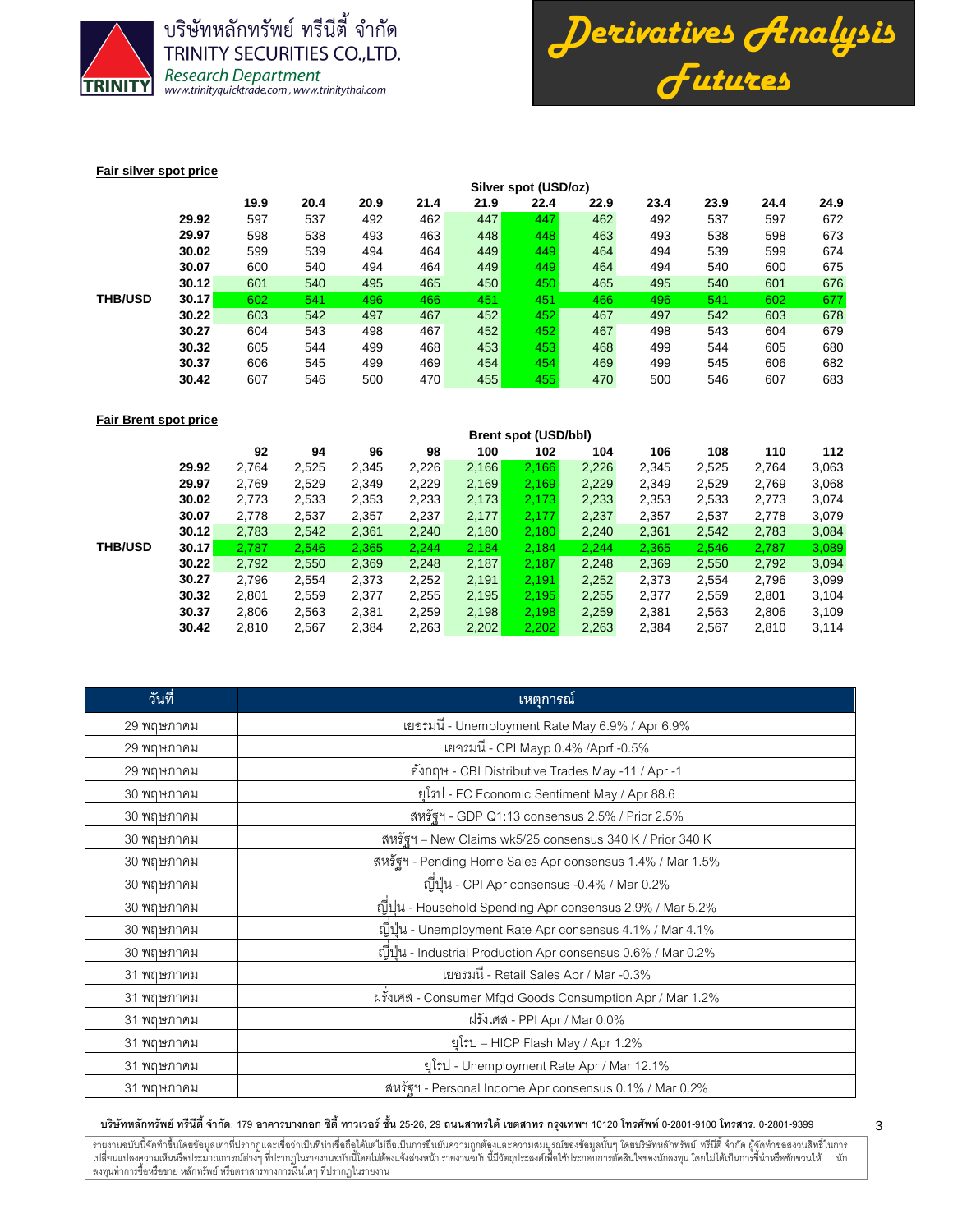## Fair silver spot price

| | | Silver spot (USD/oz) | | | | | | | | | | |
|---|---|---|---|---|---|---|---|---|---|---|---|---|
| | | 19.9 | 20.4 | 20.9 | 21.4 | 21.9 | 22.4 | 22.9 | 23.4 | 23.9 | 24.4 | 24.9 |
| | 29.92 | 597 | 537 | 492 | 462 | 447 | 447 | 462 | 492 | 537 | 597 | 672 |
| | 29.97 | 598 | 538 | 493 | 463 | 448 | 448 | 463 | 493 | 538 | 598 | 673 |
| | 30.02 | 599 | 539 | 494 | 464 | 449 | 449 | 464 | 494 | 539 | 599 | 674 |
| | 30.07 | 600 | 540 | 494 | 464 | 449 | 449 | 464 | 494 | 540 | 600 | 675 |
| | 30.12 | 601 | 540 | 495 | 465 | 450 | 450 | 465 | 495 | 540 | 601 | 676 |
| THB/USD | 30.17 | 602 | 541 | 496 | 466 | 451 | 451 | 466 | 496 | 541 | 602 | 677 |
| | 30.22 | 603 | 542 | 497 | 467 | 452 | 452 | 467 | 497 | 542 | 603 | 678 |
| | 30.27 | 604 | 543 | 498 | 467 | 452 | 452 | 467 | 498 | 543 | 604 | 679 |
| | 30.32 | 605 | 544 | 499 | 468 | 453 | 453 | 468 | 499 | 544 | 605 | 680 |
| | 30.37 | 606 | 545 | 499 | 469 | 454 | 454 | 469 | 499 | 545 | 606 | 682 |
| | 30.42 | 607 | 546 | 500 | 470 | 455 | 455 | 470 | 500 | 546 | 607 | 683 |

## Fair Brent spot price

| | | Brent spot (USD/bbl) | | | | | | | | | | |
|---|---|---|---|---|---|---|---|---|---|---|---|---|
| | | 92 | 94 | 96 | 98 | 100 | 102 | 104 | 106 | 108 | 110 | 112 |
| | 29.92 | 2,764 | 2,525 | 2,345 | 2,226 | 2,166 | 2,166 | 2,226 | 2,345 | 2,525 | 2,764 | 3,063 |
| | 29.97 | 2,769 | 2,529 | 2,349 | 2,229 | 2,169 | 2,169 | 2,229 | 2,349 | 2,529 | 2,769 | 3,068 |
| | 30.02 | 2,773 | 2,533 | 2,353 | 2,233 | 2,173 | 2,173 | 2,233 | 2,353 | 2,533 | 2,773 | 3,074 |
| | 30.07 | 2,778 | 2,537 | 2,357 | 2,237 | 2,177 | 2,177 | 2,237 | 2,357 | 2,537 | 2,778 | 3,079 |
| | 30.12 | 2,783 | 2,542 | 2,361 | 2,240 | 2,180 | 2,180 | 2,240 | 2,361 | 2,542 | 2,783 | 3,084 |
| THB/USD | 30.17 | 2,787 | 2,546 | 2,365 | 2,244 | 2,184 | 2,184 | 2,244 | 2,365 | 2,546 | 2,787 | 3,089 |
| | 30.22 | 2,792 | 2,550 | 2,369 | 2,248 | 2,187 | 2,187 | 2,248 | 2,369 | 2,550 | 2,792 | 3,094 |
| | 30.27 | 2,796 | 2,554 | 2,373 | 2,252 | 2,191 | 2,191 | 2,252 | 2,373 | 2,554 | 2,796 | 3,099 |
| | 30.32 | 2,801 | 2,559 | 2,377 | 2,255 | 2,195 | 2,195 | 2,255 | 2,377 | 2,559 | 2,801 | 3,104 |
| | 30.37 | 2,806 | 2,563 | 2,381 | 2,259 | 2,198 | 2,198 | 2,259 | 2,381 | 2,563 | 2,806 | 3,109 |
| | 30.42 | 2,810 | 2,567 | 2,384 | 2,263 | 2,202 | 2,202 | 2,263 | 2,384 | 2,567 | 2,810 | 3,114 |

| วันที่ | เหตุการณ์ |
|---|---|
| 29 พฤษภาคม | เยอรมนี - Unemployment Rate May 6.9% / Apr 6.9% |
| 29 พฤษภาคม | เยอรมนี - CPI Mayp 0.4% /Aprf -0.5% |
| 29 พฤษภาคม | อังกฤษ - CBI Distributive Trades May -11 / Apr -1 |
| 30 พฤษภาคม | ยุโรป - EC Economic Sentiment May / Apr 88.6 |
| 30 พฤษภาคม | สหรัฐฯ - GDP Q1:13 consensus 2.5% / Prior 2.5% |
| 30 พฤษภาคม | สหรัฐฯ – New Claims wk5/25 consensus 340 K / Prior 340 K |
| 30 พฤษภาคม | สหรัฐฯ - Pending Home Sales Apr consensus 1.4% / Mar 1.5% |
| 30 พฤษภาคม | ญี่ปุ่น - CPI Apr consensus -0.4% / Mar 0.2% |
| 30 พฤษภาคม | ญี่ปุ่น - Household Spending Apr consensus 2.9% / Mar 5.2% |
| 30 พฤษภาคม | ญี่ปุ่น - Unemployment Rate Apr consensus 4.1% / Mar 4.1% |
| 30 พฤษภาคม | ญี่ปุ่น - Industrial Production Apr consensus 0.6% / Mar 0.2% |
| 31 พฤษภาคม | เยอรมนี - Retail Sales Apr / Mar -0.3% |
| 31 พฤษภาคม | ฝรั่งเศส - Consumer Mfgd Goods Consumption Apr / Mar 1.2% |
| 31 พฤษภาคม | ฝรั่งเศส - PPI Apr / Mar 0.0% |
| 31 พฤษภาคม | ยุโรป – HICP Flash May / Apr 1.2% |
| 31 พฤษภาคม | ยุโรป - Unemployment Rate Apr / Mar 12.1% |
| 31 พฤษภาคม | สหรัฐฯ - Personal Income Apr consensus 0.1% / Mar 0.2% |

รายงานฉบับนี้จัดทำขึ้นโดยข้อมูลเท่าที่ปรากฏและเชื่อว่าเป็นที่น่าเชื่อถือได้แต่ไม่ถือเป็นการยืนยันความถูกต้องและความสมบูรณ์ของข้อมูลนั้นๆ โดยบริษัทหลักทรัพย์ ทรีนีตี้ จำกัด ผู้จัดทำขอสงวนสิทธิ์ในการเปลี่ยนแปลงความเห็นหรือประมาณการณ์ต่างๆ ที่ปรากฏในรายงานฉบับนี้โดยไม่ต้องแจ้งล่วงหน้า รายงานฉบับนี้มีวัตถุประสงค์เพื่อใช้ประกอบการตัดสินใจของนักลงทุน โดยไม่ได้เป็นการชี้นำหรือชักชวนให้นักลงทุนทำการซื้อหรือขาย หลักทรัพย์ หรือตราสารทางการเงินใดๆ ที่ปรากฏในรายงาน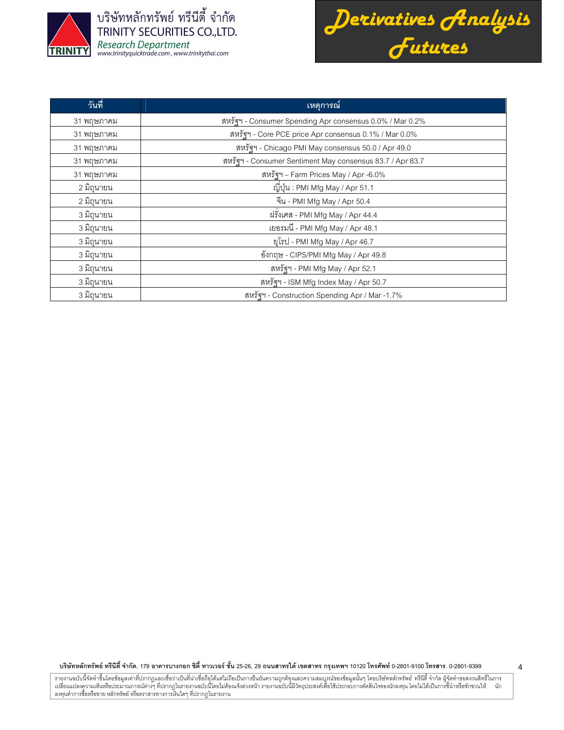| วันที่ | เหตุการณ์ |
|---|---|
| 31 พฤษภาคม | สหรัฐฯ - Consumer Spending Apr consensus 0.0% / Mar 0.2% |
| 31 พฤษภาคม | สหรัฐฯ - Core PCE price Apr consensus 0.1% / Mar 0.0% |
| 31 พฤษภาคม | สหรัฐฯ - Chicago PMI May consensus 50.0 / Apr 49.0 |
| 31 พฤษภาคม | สหรัฐฯ - Consumer Sentiment May consensus 83.7 / Apr 83.7 |
| 31 พฤษภาคม | สหรัฐฯ – Farm Prices May / Apr -6.0% |
| 2 มิถุนายน | ญี่ปุ่น : PMI Mfg May / Apr 51.1 |
| 2 มิถุนายน | จีน - PMI Mfg May / Apr 50.4 |
| 3 มิถุนายน | ฝรั่งเศส - PMI Mfg May / Apr 44.4 |
| 3 มิถุนายน | เยอรมนี - PMI Mfg May / Apr 48.1 |
| 3 มิถุนายน | ยุโรป - PMI Mfg May / Apr 46.7 |
| 3 มิถุนายน | อังกฤษ - CIPS/PMI Mfg May / Apr 49.8 |
| 3 มิถุนายน | สหรัฐฯ - PMI Mfg May / Apr 52.1 |
| 3 มิถุนายน | สหรัฐฯ - ISM Mfg Index May / Apr 50.7 |
| 3 มิถุนายน | สหรัฐฯ - Construction Spending Apr / Mar -1.7% |

**บริษัทหลักทรัพย์ ทรีนีตี้ จำกัด**, 179 **อาคารบางกอก ซิตี้ ทาวเวอร์ ชั้น** 25-26, 29 **ถนนสาทรใต้ เขตสาทร กรุงเทพฯ** 10120 **โทรศัพท์** 0-2801-9100 **โทรสาร.** 0-2801-9399

รายงานฉบับนี้จัดทำขึ้นโดยข้อมูลเท่าที่ปรากฏและเชื่อว่าเป็นที่น่าเชื่อถือได้แต่ไม่ถือเป็นการยืนยันความถูกต้องและความสมบูรณ์ของข้อมูลนั้นๆ โดยบริษัทหลักทรัพย์ ทรีนีตี้ จำกัด ผู้จัดทำขอสงวนสิทธิ์ในการเปลี่ยนแปลงความเห็นหรือประมาณการณ์ต่างๆ ที่ปรากฏในรายงานฉบับนี้โดยไม่ต้องแจ้งล่วงหน้า รายงานฉบับนี้มีวัตถุประสงค์เพื่อใช้ประกอบการตัดสินใจของนักลงทุน โดยไม่ได้เป็นการชี้นำหรือชักชวนให้ นักลงทุนทำการซื้อหรือขาย หลักทรัพย์ หรือตราสารทางการเงินใดๆ ที่ปรากฏในรายงาน